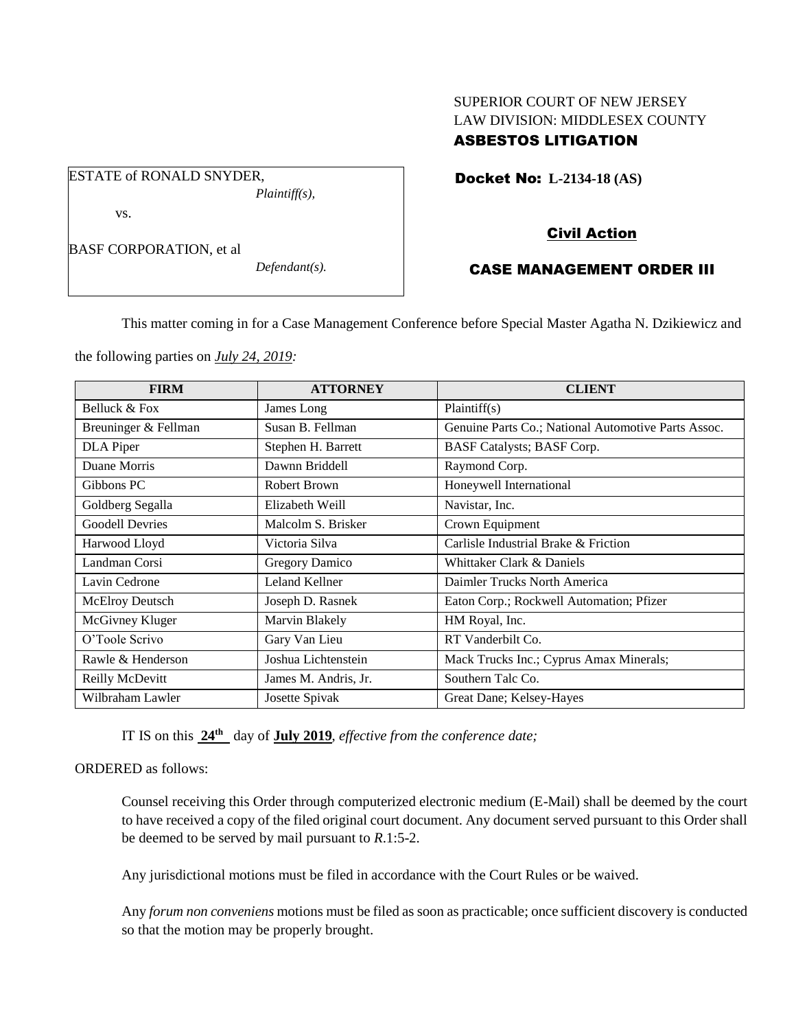SUPERIOR COURT OF NEW JERSEY
LAW DIVISION: MIDDLESEX COUNTY
**ASBESTOS LITIGATION**

ESTATE of RONALD SNYDER,
*Plaintiff(s),*

vs.

BASF CORPORATION, et al
*Defendant(s).*

**Docket No: L-2134-18 (AS)**

**Civil Action**

**CASE MANAGEMENT ORDER III**

This matter coming in for a Case Management Conference before Special Master Agatha N. Dzikiewicz and the following parties on ***July 24, 2019:***

| FIRM | ATTORNEY | CLIENT |
| --- | --- | --- |
| Belluck & Fox | James Long | Plaintiff(s) |
| Breuninger & Fellman | Susan B. Fellman | Genuine Parts Co.; National Automotive Parts Assoc. |
| DLA Piper | Stephen H. Barrett | BASF Catalysts; BASF Corp. |
| Duane Morris | Dawnn Briddell | Raymond Corp. |
| Gibbons PC | Robert Brown | Honeywell International |
| Goldberg Segalla | Elizabeth Weill | Navistar, Inc. |
| Goodell Devries | Malcolm S. Brisker | Crown Equipment |
| Harwood Lloyd | Victoria Silva | Carlisle Industrial Brake & Friction |
| Landman Corsi | Gregory Damico | Whittaker Clark & Daniels |
| Lavin Cedrone | Leland Kellner | Daimler Trucks North America |
| McElroy Deutsch | Joseph D. Rasnek | Eaton Corp.; Rockwell Automation; Pfizer |
| McGivney Kluger | Marvin Blakely | HM Royal, Inc. |
| O'Toole Scrivo | Gary Van Lieu | RT Vanderbilt Co. |
| Rawle & Henderson | Joshua Lichtenstein | Mack Trucks Inc.; Cyprus Amax Minerals; |
| Reilly McDevitt | James M. Andris, Jr. | Southern Talc Co. |
| Wilbraham Lawler | Josette Spivak | Great Dane; Kelsey-Hayes |

IT IS on this **24th** day of **July 2019**, *effective from the conference date;*

ORDERED as follows:

Counsel receiving this Order through computerized electronic medium (E-Mail) shall be deemed by the court to have received a copy of the filed original court document. Any document served pursuant to this Order shall be deemed to be served by mail pursuant to *R*.1:5-2.

Any jurisdictional motions must be filed in accordance with the Court Rules or be waived.

Any *forum non conveniens* motions must be filed as soon as practicable; once sufficient discovery is conducted so that the motion may be properly brought.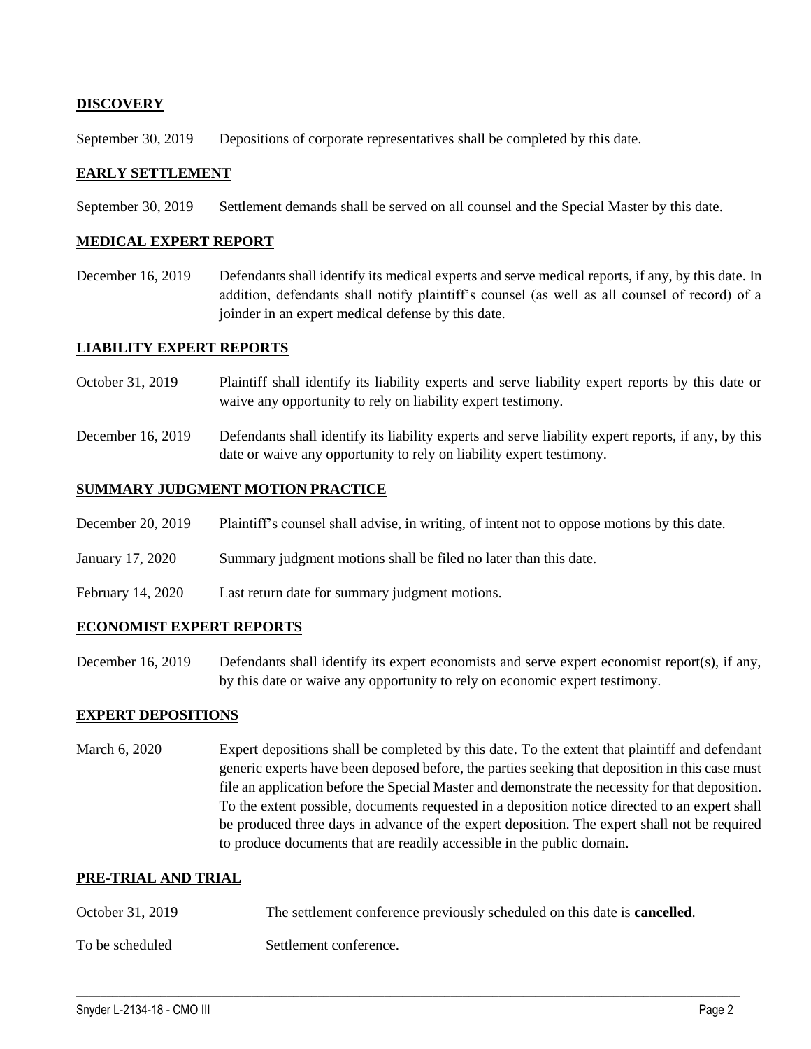## DISCOVERY

September 30, 2019 Depositions of corporate representatives shall be completed by this date.

## EARLY SETTLEMENT

September 30, 2019 Settlement demands shall be served on all counsel and the Special Master by this date.

## MEDICAL EXPERT REPORT

December 16, 2019 Defendants shall identify its medical experts and serve medical reports, if any, by this date. In addition, defendants shall notify plaintiff's counsel (as well as all counsel of record) of a joinder in an expert medical defense by this date.

## LIABILITY EXPERT REPORTS

October 31, 2019 Plaintiff shall identify its liability experts and serve liability expert reports by this date or waive any opportunity to rely on liability expert testimony.

December 16, 2019 Defendants shall identify its liability experts and serve liability expert reports, if any, by this date or waive any opportunity to rely on liability expert testimony.

## SUMMARY JUDGMENT MOTION PRACTICE

December 20, 2019 Plaintiff's counsel shall advise, in writing, of intent not to oppose motions by this date.

January 17, 2020 Summary judgment motions shall be filed no later than this date.

February 14, 2020 Last return date for summary judgment motions.

## ECONOMIST EXPERT REPORTS

December 16, 2019 Defendants shall identify its expert economists and serve expert economist report(s), if any, by this date or waive any opportunity to rely on economic expert testimony.

## EXPERT DEPOSITIONS

March 6, 2020 Expert depositions shall be completed by this date. To the extent that plaintiff and defendant generic experts have been deposed before, the parties seeking that deposition in this case must file an application before the Special Master and demonstrate the necessity for that deposition. To the extent possible, documents requested in a deposition notice directed to an expert shall be produced three days in advance of the expert deposition. The expert shall not be required to produce documents that are readily accessible in the public domain.

## PRE-TRIAL AND TRIAL

October 31, 2019 The settlement conference previously scheduled on this date is **cancelled**.

To be scheduled Settlement conference.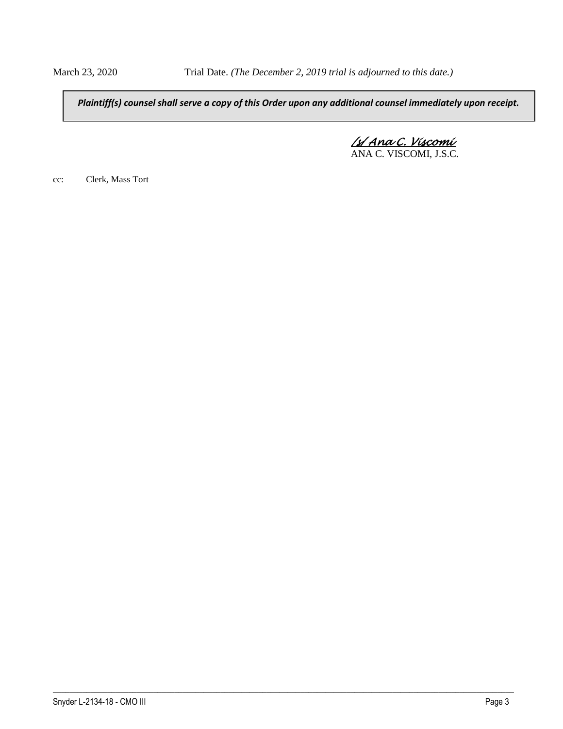March 23, 2020 Trial Date. *(The December 2, 2019 trial is adjourned to this date.)*

***Plaintiff(s) counsel shall serve a copy of this Order upon any additional counsel immediately upon receipt.***

*/s/ Ana C. Viscomi*
ANA C. VISCOMI, J.S.C.

cc: Clerk, Mass Tort